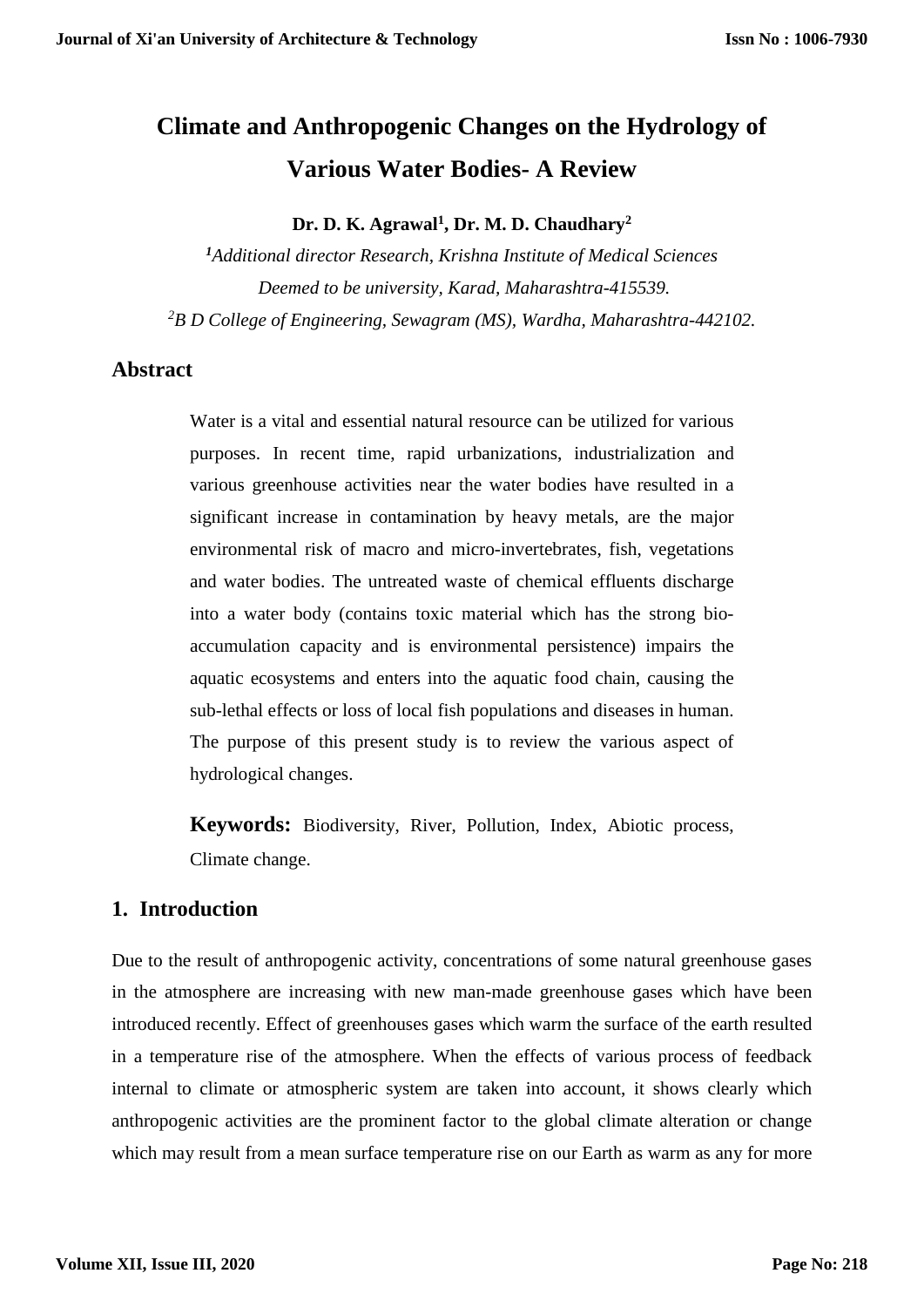# Climate and Anthropogenic Changes on the Hydrology of Various Water Bodies- A Review

**Dr. D. K. Agrawal[1], Dr. M. D. Chaudhary[2]**

*[1]Additional director Research, Krishna Institute of Medical Sciences Deemed to be university, Karad, Maharashtra-415539.*

*[2]B D College of Engineering, Sewagram (MS), Wardha, Maharashtra-442102.*

## Abstract

Water is a vital and essential natural resource can be utilized for various purposes. In recent time, rapid urbanizations, industrialization and various greenhouse activities near the water bodies have resulted in a significant increase in contamination by heavy metals, are the major environmental risk of macro and micro-invertebrates, fish, vegetations and water bodies. The untreated waste of chemical effluents discharge into a water body (contains toxic material which has the strong bio-accumulation capacity and is environmental persistence) impairs the aquatic ecosystems and enters into the aquatic food chain, causing the sub-lethal effects or loss of local fish populations and diseases in human. The purpose of this present study is to review the various aspect of hydrological changes.

**Keywords:** Biodiversity, River, Pollution, Index, Abiotic process, Climate change.

## 1. Introduction

Due to the result of anthropogenic activity, concentrations of some natural greenhouse gases in the atmosphere are increasing with new man-made greenhouse gases which have been introduced recently. Effect of greenhouses gases which warm the surface of the earth resulted in a temperature rise of the atmosphere. When the effects of various process of feedback internal to climate or atmospheric system are taken into account, it shows clearly which anthropogenic activities are the prominent factor to the global climate alteration or change which may result from a mean surface temperature rise on our Earth as warm as any for more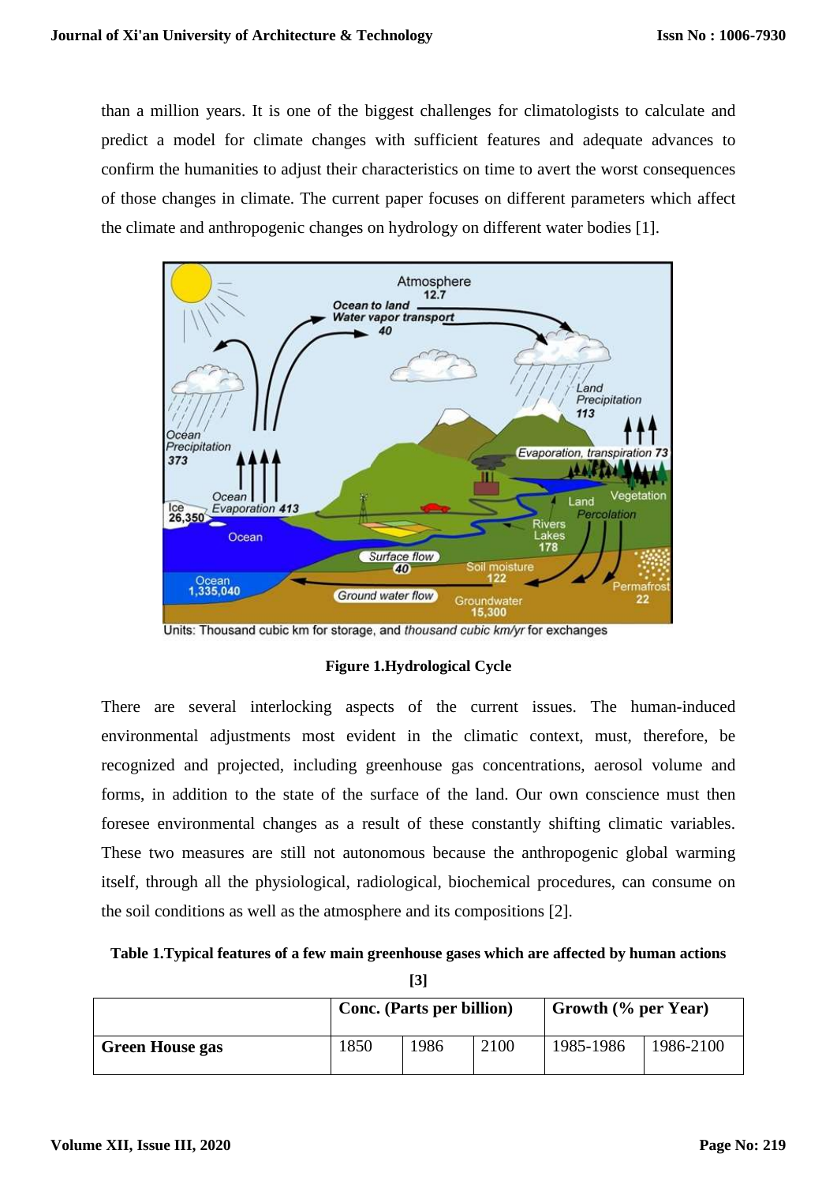than a million years. It is one of the biggest challenges for climatologists to calculate and predict a model for climate changes with sufficient features and adequate advances to confirm the humanities to adjust their characteristics on time to avert the worst consequences of those changes in climate. The current paper focuses on different parameters which affect the climate and anthropogenic changes on hydrology on different water bodies [1].

**Figure 1.Hydrological Cycle**

There are several interlocking aspects of the current issues. The human-induced environmental adjustments most evident in the climatic context, must, therefore, be recognized and projected, including greenhouse gas concentrations, aerosol volume and forms, in addition to the state of the surface of the land. Our own conscience must then foresee environmental changes as a result of these constantly shifting climatic variables. These two measures are still not autonomous because the anthropogenic global warming itself, through all the physiological, radiological, biochemical procedures, can consume on the soil conditions as well as the atmosphere and its compositions [2].

**Table 1.Typical features of a few main greenhouse gases which are affected by human actions [3]**

| | Conc. (Parts per billion) | | | Growth (% per Year) | |
|---|---|---|---|---|---|
| **Green House gas** | 1850 | 1986 | 2100 | 1985-1986 | 1986-2100 |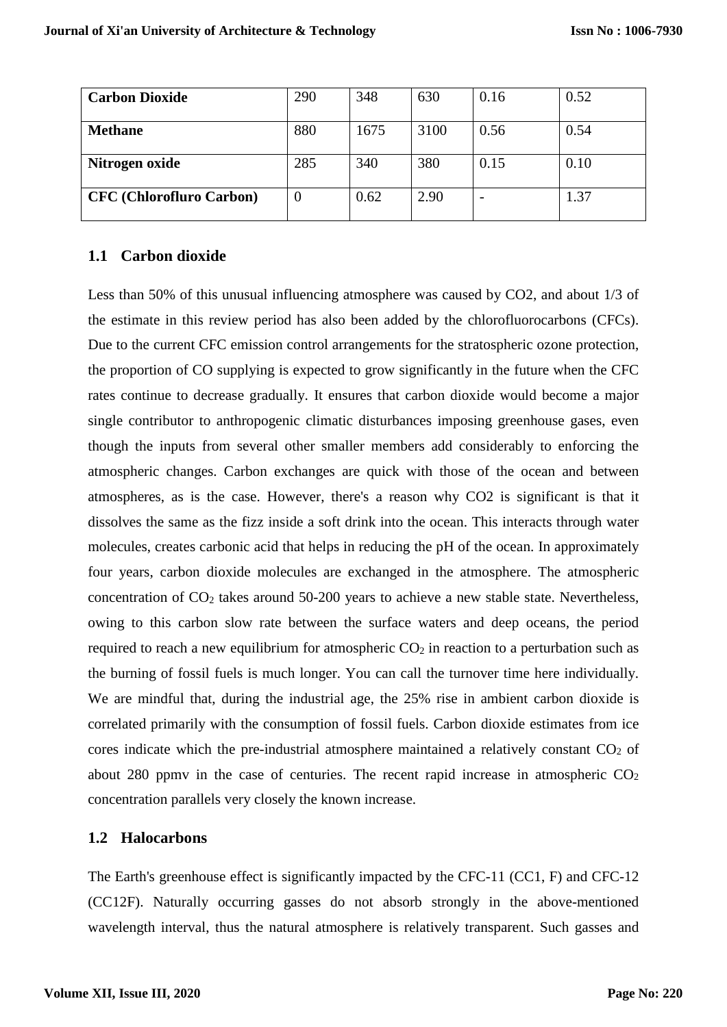| Carbon Dioxide | 290 | 348 | 630 | 0.16 | 0.52 |
|---|---|---|---|---|---|
| **Methane** | 880 | 1675 | 3100 | 0.56 | 0.54 |
| **Nitrogen oxide** | 285 | 340 | 380 | 0.15 | 0.10 |
| **CFC (Chlorofluro Carbon)** | 0 | 0.62 | 2.90 | - | 1.37 |

### 1.1 Carbon dioxide

Less than 50% of this unusual influencing atmosphere was caused by CO2, and about 1/3 of the estimate in this review period has also been added by the chlorofluorocarbons (CFCs). Due to the current CFC emission control arrangements for the stratospheric ozone protection, the proportion of CO supplying is expected to grow significantly in the future when the CFC rates continue to decrease gradually. It ensures that carbon dioxide would become a major single contributor to anthropogenic climatic disturbances imposing greenhouse gases, even though the inputs from several other smaller members add considerably to enforcing the atmospheric changes. Carbon exchanges are quick with those of the ocean and between atmospheres, as is the case. However, there's a reason why CO2 is significant is that it dissolves the same as the fizz inside a soft drink into the ocean. This interacts through water molecules, creates carbonic acid that helps in reducing the pH of the ocean. In approximately four years, carbon dioxide molecules are exchanged in the atmosphere. The atmospheric concentration of $CO_2$ takes around 50-200 years to achieve a new stable state. Nevertheless, owing to this carbon slow rate between the surface waters and deep oceans, the period required to reach a new equilibrium for atmospheric $CO_2$ in reaction to a perturbation such as the burning of fossil fuels is much longer. You can call the turnover time here individually. We are mindful that, during the industrial age, the 25% rise in ambient carbon dioxide is correlated primarily with the consumption of fossil fuels. Carbon dioxide estimates from ice cores indicate which the pre-industrial atmosphere maintained a relatively constant $CO_2$ of about 280 ppmv in the case of centuries. The recent rapid increase in atmospheric $CO_2$ concentration parallels very closely the known increase.

### 1.2 Halocarbons

The Earth's greenhouse effect is significantly impacted by the CFC-11 (CC1, F) and CFC-12 (CC12F). Naturally occurring gasses do not absorb strongly in the above-mentioned wavelength interval, thus the natural atmosphere is relatively transparent. Such gasses and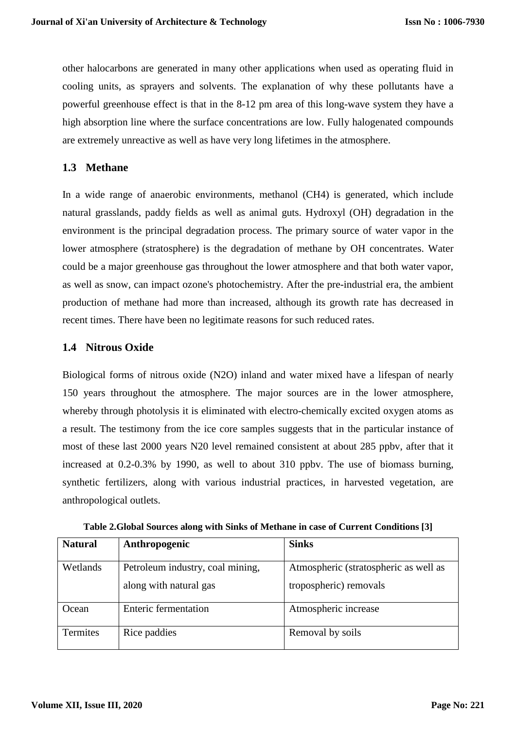other halocarbons are generated in many other applications when used as operating fluid in cooling units, as sprayers and solvents. The explanation of why these pollutants have a powerful greenhouse effect is that in the 8-12 pm area of this long-wave system they have a high absorption line where the surface concentrations are low. Fully halogenated compounds are extremely unreactive as well as have very long lifetimes in the atmosphere.

### 1.3 Methane

In a wide range of anaerobic environments, methanol ($CH_4$) is generated, which include natural grasslands, paddy fields as well as animal guts. Hydroxyl (OH) degradation in the environment is the principal degradation process. The primary source of water vapor in the lower atmosphere (stratosphere) is the degradation of methane by OH concentrates. Water could be a major greenhouse gas throughout the lower atmosphere and that both water vapor, as well as snow, can impact ozone's photochemistry. After the pre-industrial era, the ambient production of methane had more than increased, although its growth rate has decreased in recent times. There have been no legitimate reasons for such reduced rates.

### 1.4 Nitrous Oxide

Biological forms of nitrous oxide ($N_2O$) inland and water mixed have a lifespan of nearly 150 years throughout the atmosphere. The major sources are in the lower atmosphere, whereby through photolysis it is eliminated with electro-chemically excited oxygen atoms as a result. The testimony from the ice core samples suggests that in the particular instance of most of these last 2000 years N20 level remained consistent at about 285 ppbv, after that it increased at 0.2-0.3% by 1990, as well to about 310 ppbv. The use of biomass burning, synthetic fertilizers, along with various industrial practices, in harvested vegetation, are anthropological outlets.

**Table 2.Global Sources along with Sinks of Methane in case of Current Conditions [3]**

| Natural | Anthropogenic | Sinks |
|---|---|---|
| Wetlands | Petroleum industry, coal mining, along with natural gas | Atmospheric (stratospheric as well as tropospheric) removals |
| Ocean | Enteric fermentation | Atmospheric increase |
| Termites | Rice paddies | Removal by soils |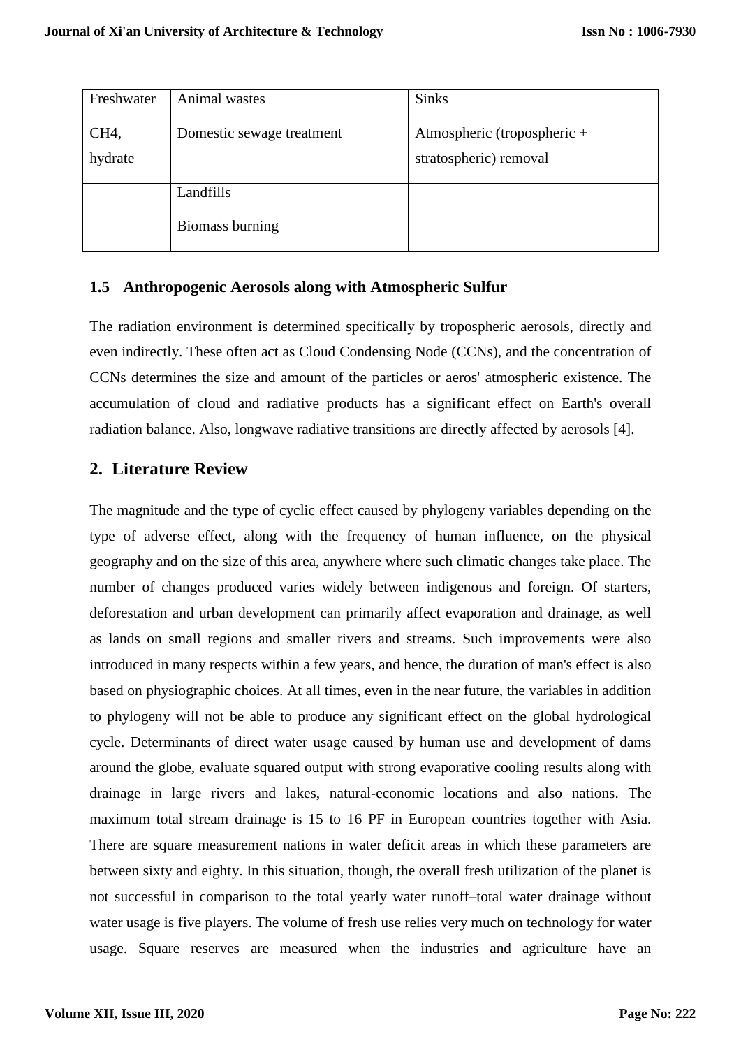| Freshwater | Animal wastes | Sinks |
|---|---|---|
| $CH_4$, hydrate | Domestic sewage treatment | Atmospheric (tropospheric + stratospheric) removal |
| | Landfills | |
| | Biomass burning | |

### 1.5 Anthropogenic Aerosols along with Atmospheric Sulfur

The radiation environment is determined specifically by tropospheric aerosols, directly and even indirectly. These often act as Cloud Condensing Node (CCNs), and the concentration of CCNs determines the size and amount of the particles or aeros' atmospheric existence. The accumulation of cloud and radiative products has a significant effect on Earth's overall radiation balance. Also, longwave radiative transitions are directly affected by aerosols [4].

## 2. Literature Review

The magnitude and the type of cyclic effect caused by phylogeny variables depending on the type of adverse effect, along with the frequency of human influence, on the physical geography and on the size of this area, anywhere where such climatic changes take place. The number of changes produced varies widely between indigenous and foreign. Of starters, deforestation and urban development can primarily affect evaporation and drainage, as well as lands on small regions and smaller rivers and streams. Such improvements were also introduced in many respects within a few years, and hence, the duration of man's effect is also based on physiographic choices. At all times, even in the near future, the variables in addition to phylogeny will not be able to produce any significant effect on the global hydrological cycle. Determinants of direct water usage caused by human use and development of dams around the globe, evaluate squared output with strong evaporative cooling results along with drainage in large rivers and lakes, natural-economic locations and also nations. The maximum total stream drainage is 15 to 16 PF in European countries together with Asia. There are square measurement nations in water deficit areas in which these parameters are between sixty and eighty. In this situation, though, the overall fresh utilization of the planet is not successful in comparison to the total yearly water runoff–total water drainage without water usage is five players. The volume of fresh use relies very much on technology for water usage. Square reserves are measured when the industries and agriculture have an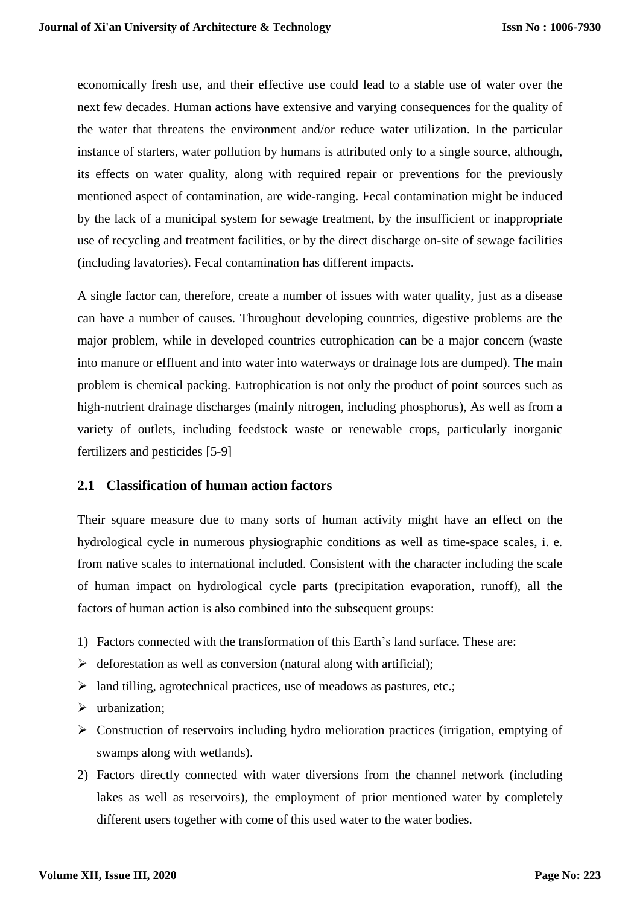economically fresh use, and their effective use could lead to a stable use of water over the next few decades. Human actions have extensive and varying consequences for the quality of the water that threatens the environment and/or reduce water utilization. In the particular instance of starters, water pollution by humans is attributed only to a single source, although, its effects on water quality, along with required repair or preventions for the previously mentioned aspect of contamination, are wide-ranging. Fecal contamination might be induced by the lack of a municipal system for sewage treatment, by the insufficient or inappropriate use of recycling and treatment facilities, or by the direct discharge on-site of sewage facilities (including lavatories). Fecal contamination has different impacts.

A single factor can, therefore, create a number of issues with water quality, just as a disease can have a number of causes. Throughout developing countries, digestive problems are the major problem, while in developed countries eutrophication can be a major concern (waste into manure or effluent and into water into waterways or drainage lots are dumped). The main problem is chemical packing. Eutrophication is not only the product of point sources such as high-nutrient drainage discharges (mainly nitrogen, including phosphorus), As well as from a variety of outlets, including feedstock waste or renewable crops, particularly inorganic fertilizers and pesticides [5-9]

## 2.1 Classification of human action factors

Their square measure due to many sorts of human activity might have an effect on the hydrological cycle in numerous physiographic conditions as well as time-space scales, i. e. from native scales to international included. Consistent with the character including the scale of human impact on hydrological cycle parts (precipitation evaporation, runoff), all the factors of human action is also combined into the subsequent groups:

1) Factors connected with the transformation of this Earth's land surface. These are:
   - deforestation as well as conversion (natural along with artificial);
   - land tilling, agrotechnical practices, use of meadows as pastures, etc.;
   - urbanization;
   - Construction of reservoirs including hydro melioration practices (irrigation, emptying of swamps along with wetlands).
2) Factors directly connected with water diversions from the channel network (including lakes as well as reservoirs), the employment of prior mentioned water by completely different users together with come of this used water to the water bodies.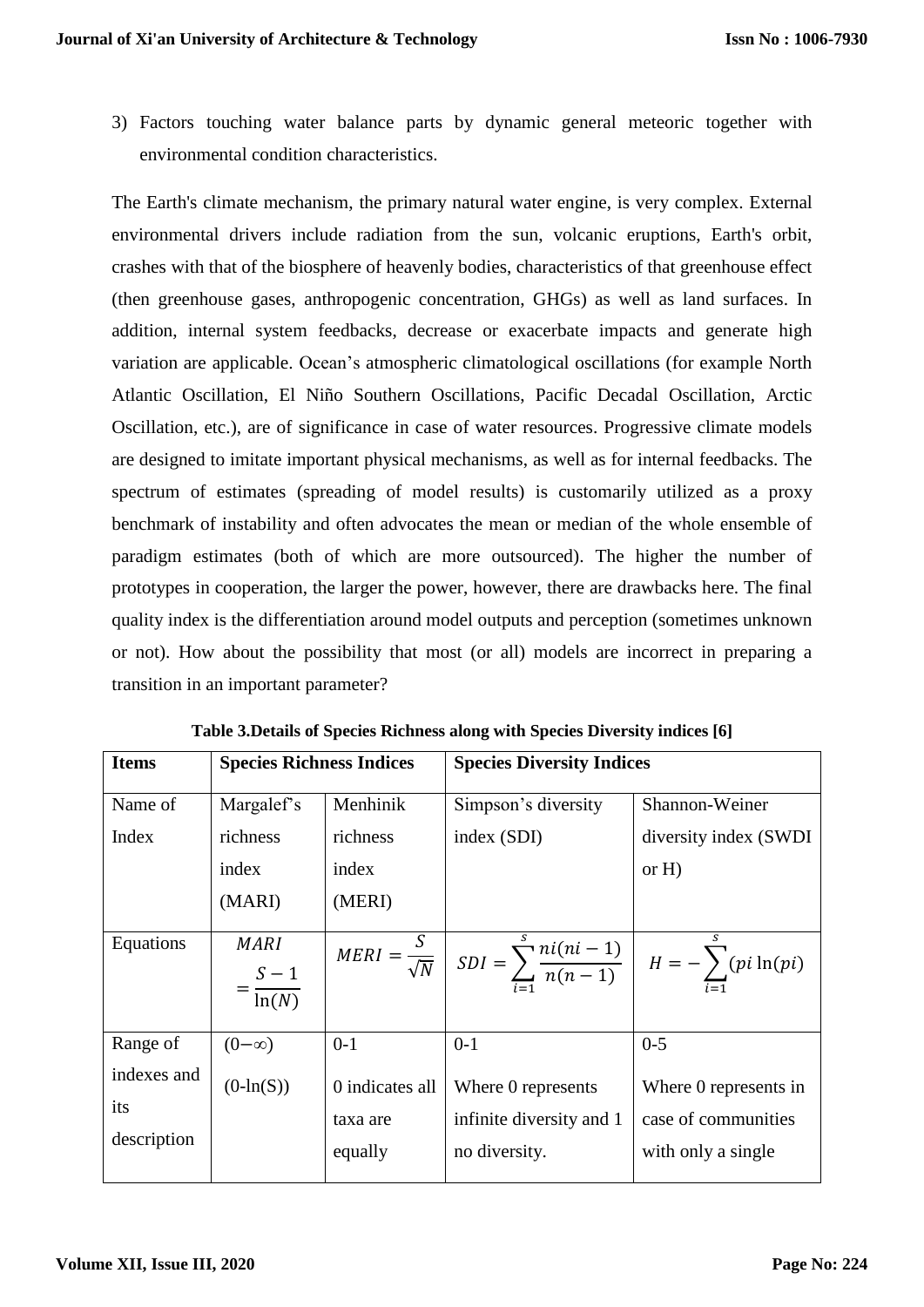3) Factors touching water balance parts by dynamic general meteoric together with environmental condition characteristics.

The Earth's climate mechanism, the primary natural water engine, is very complex. External environmental drivers include radiation from the sun, volcanic eruptions, Earth's orbit, crashes with that of the biosphere of heavenly bodies, characteristics of that greenhouse effect (then greenhouse gases, anthropogenic concentration, GHGs) as well as land surfaces. In addition, internal system feedbacks, decrease or exacerbate impacts and generate high variation are applicable. Ocean's atmospheric climatological oscillations (for example North Atlantic Oscillation, El Niño Southern Oscillations, Pacific Decadal Oscillation, Arctic Oscillation, etc.), are of significance in case of water resources. Progressive climate models are designed to imitate important physical mechanisms, as well as for internal feedbacks. The spectrum of estimates (spreading of model results) is customarily utilized as a proxy benchmark of instability and often advocates the mean or median of the whole ensemble of paradigm estimates (both of which are more outsourced). The higher the number of prototypes in cooperation, the larger the power, however, there are drawbacks here. The final quality index is the differentiation around model outputs and perception (sometimes unknown or not). How about the possibility that most (or all) models are incorrect in preparing a transition in an important parameter?

**Table 3.Details of Species Richness along with Species Diversity indices [6]**

| Items | Species Richness Indices | | Species Diversity Indices | |
|---|---|---|---|---|
| Name of Index | Margalef's richness index (MARI) | Menhinik richness index (MERI) | Simpson's diversity index (SDI) | Shannon-Weiner diversity index (SWDI or H) |
| Equations | $MARI = \frac{S-1}{\ln(N)}$ | $MERI = \frac{S}{\sqrt{N}}$ | $SDI = \sum_{i=1}^{s} \frac{ni(ni-1)}{n(n-1)}$ | $H = -\sum_{i=1}^{s}(pi \ln(pi)$ |
| Range of indexes and its description | $(0-\infty)$ $(0-\ln(S))$ | 0-1 0 indicates all taxa are equally | 0-1 Where 0 represents infinite diversity and 1 no diversity. | 0-5 Where 0 represents in case of communities with only a single |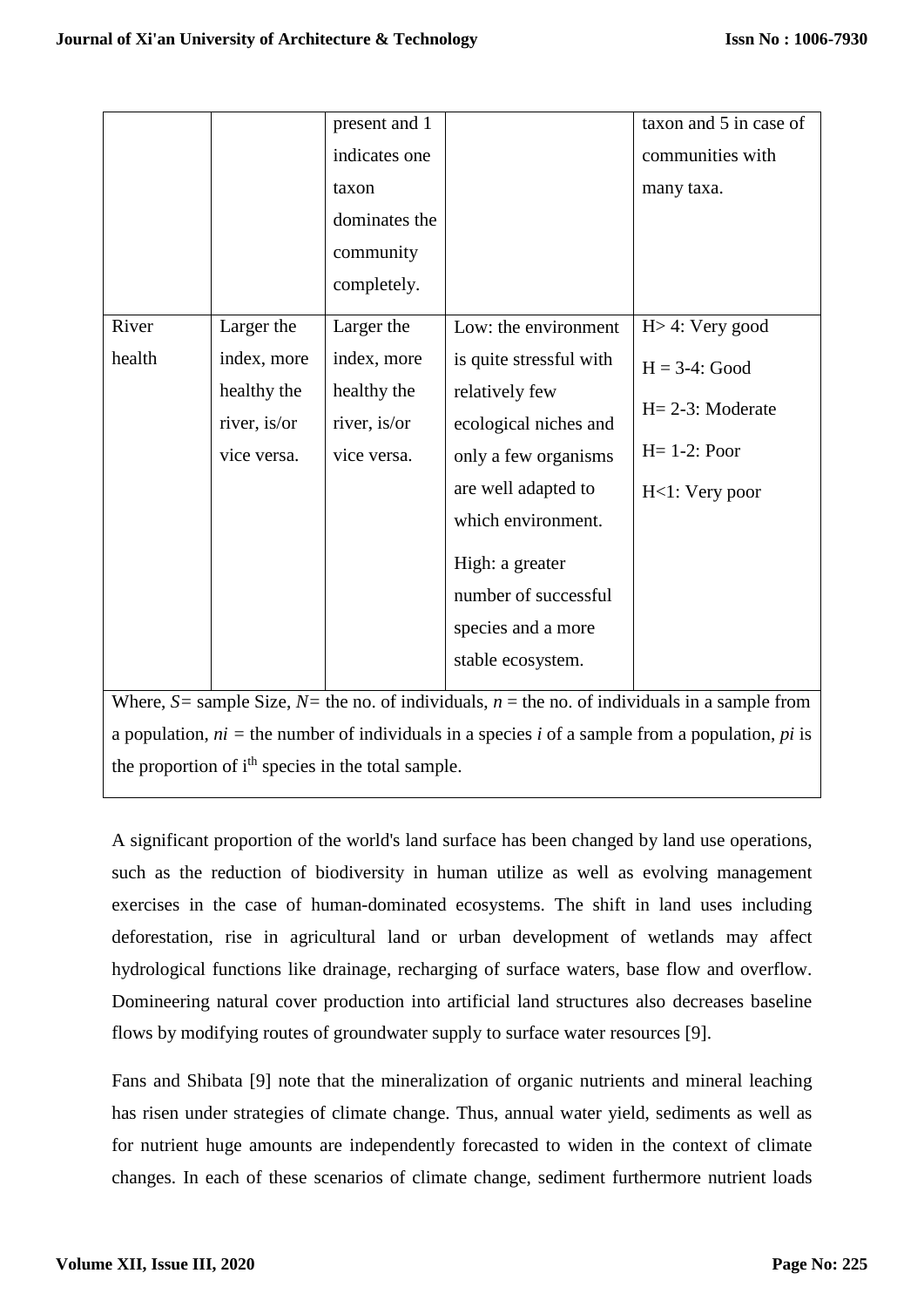|  |  | present and 1 indicates one taxon dominates the community completely. |  | taxon and 5 in case of communities with many taxa. |
|---|---|---|---|---|
| River health | Larger the index, more healthy the river, is/or vice versa. | Larger the index, more healthy the river, is/or vice versa. | Low: the environment is quite stressful with relatively few ecological niches and only a few organisms are well adapted to which environment.<br><br>High: a greater number of successful species and a more stable ecosystem. | H> 4: Very good<br>H = 3-4: Good<br>H= 2-3: Moderate<br>H= 1-2: Poor<br>H<1: Very poor |
| Where, *S*= sample Size, *N*= the no. of individuals, *n* = the no. of individuals in a sample from a population, *ni* = the number of individuals in a species *i* of a sample from a population, *pi* is the proportion of i$^{th}$ species in the total sample. |  |  |  |  |

A significant proportion of the world's land surface has been changed by land use operations, such as the reduction of biodiversity in human utilize as well as evolving management exercises in the case of human-dominated ecosystems. The shift in land uses including deforestation, rise in agricultural land or urban development of wetlands may affect hydrological functions like drainage, recharging of surface waters, base flow and overflow. Domineering natural cover production into artificial land structures also decreases baseline flows by modifying routes of groundwater supply to surface water resources [9].

Fans and Shibata [9] note that the mineralization of organic nutrients and mineral leaching has risen under strategies of climate change. Thus, annual water yield, sediments as well as for nutrient huge amounts are independently forecasted to widen in the context of climate changes. In each of these scenarios of climate change, sediment furthermore nutrient loads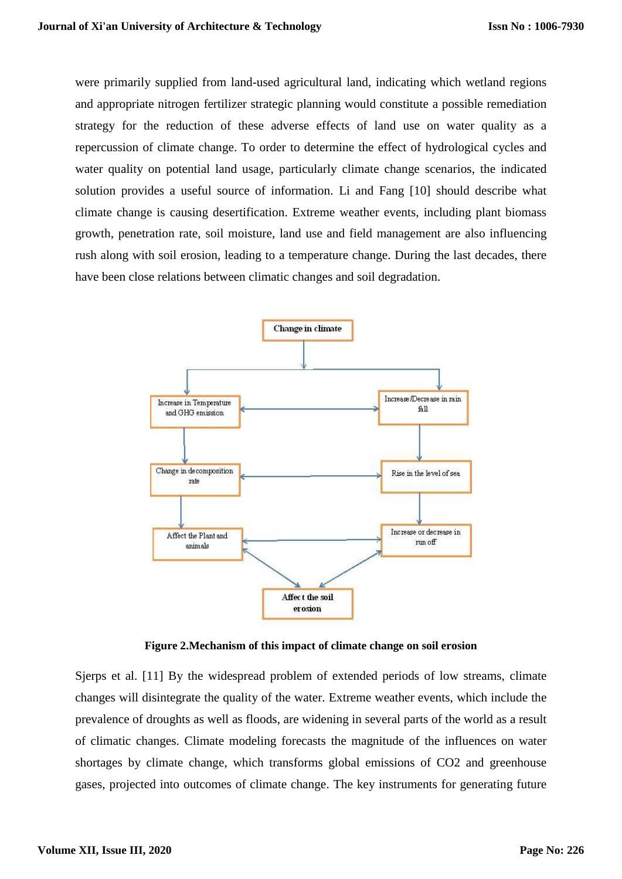were primarily supplied from land-used agricultural land, indicating which wetland regions and appropriate nitrogen fertilizer strategic planning would constitute a possible remediation strategy for the reduction of these adverse effects of land use on water quality as a repercussion of climate change. To order to determine the effect of hydrological cycles and water quality on potential land usage, particularly climate change scenarios, the indicated solution provides a useful source of information. Li and Fang [10] should describe what climate change is causing desertification. Extreme weather events, including plant biomass growth, penetration rate, soil moisture, land use and field management are also influencing rush along with soil erosion, leading to a temperature change. During the last decades, there have been close relations between climatic changes and soil degradation.

Change in climate

Increase in Temperature and GHG emission

Increase /Decrease in rain fall

Change in decomposition rate

Rise in the level of sea

Affect the Plant and animals

Increase or decrease in run off

Affect the soil erosion

**Figure 2.Mechanism of this impact of climate change on soil erosion**

Sjerps et al. [11] By the widespread problem of extended periods of low streams, climate changes will disintegrate the quality of the water. Extreme weather events, which include the prevalence of droughts as well as floods, are widening in several parts of the world as a result of climatic changes. Climate modeling forecasts the magnitude of the influences on water shortages by climate change, which transforms global emissions of $CO_2$ and greenhouse gases, projected into outcomes of climate change. The key instruments for generating future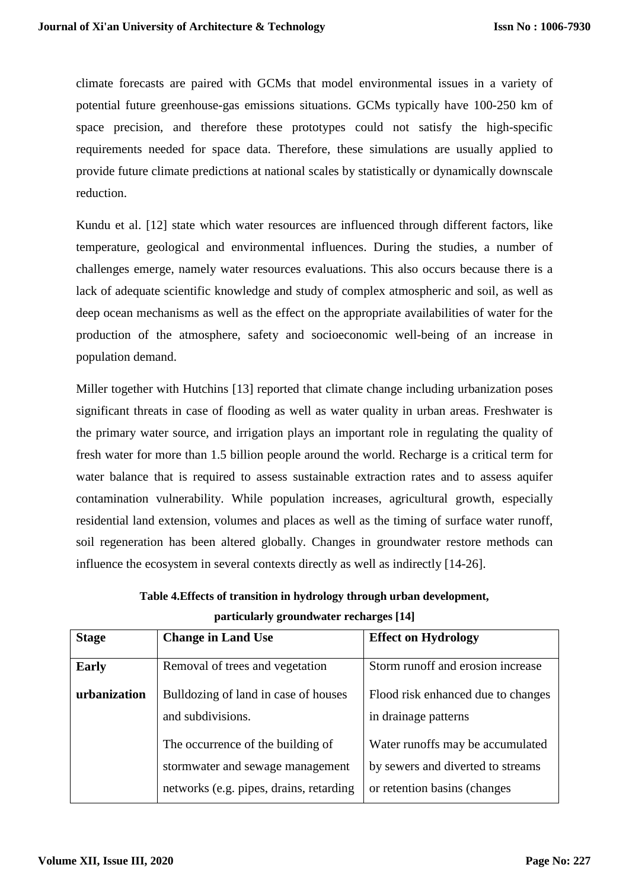climate forecasts are paired with GCMs that model environmental issues in a variety of potential future greenhouse-gas emissions situations. GCMs typically have 100-250 km of space precision, and therefore these prototypes could not satisfy the high-specific requirements needed for space data. Therefore, these simulations are usually applied to provide future climate predictions at national scales by statistically or dynamically downscale reduction.

Kundu et al. [12] state which water resources are influenced through different factors, like temperature, geological and environmental influences. During the studies, a number of challenges emerge, namely water resources evaluations. This also occurs because there is a lack of adequate scientific knowledge and study of complex atmospheric and soil, as well as deep ocean mechanisms as well as the effect on the appropriate availabilities of water for the production of the atmosphere, safety and socioeconomic well-being of an increase in population demand.

Miller together with Hutchins [13] reported that climate change including urbanization poses significant threats in case of flooding as well as water quality in urban areas. Freshwater is the primary water source, and irrigation plays an important role in regulating the quality of fresh water for more than 1.5 billion people around the world. Recharge is a critical term for water balance that is required to assess sustainable extraction rates and to assess aquifer contamination vulnerability. While population increases, agricultural growth, especially residential land extension, volumes and places as well as the timing of surface water runoff, soil regeneration has been altered globally. Changes in groundwater restore methods can influence the ecosystem in several contexts directly as well as indirectly [14-26].

**Table 4.Effects of transition in hydrology through urban development, particularly groundwater recharges [14]**

| Stage | Change in Land Use | Effect on Hydrology |
|---|---|---|
| **Early urbanization** | Removal of trees and vegetation | Storm runoff and erosion increase |
| | Bulldozing of land in case of houses and subdivisions. | Flood risk enhanced due to changes in drainage patterns |
| | The occurrence of the building of stormwater and sewage management networks (e.g. pipes, drains, retarding | Water runoffs may be accumulated by sewers and diverted to streams or retention basins (changes |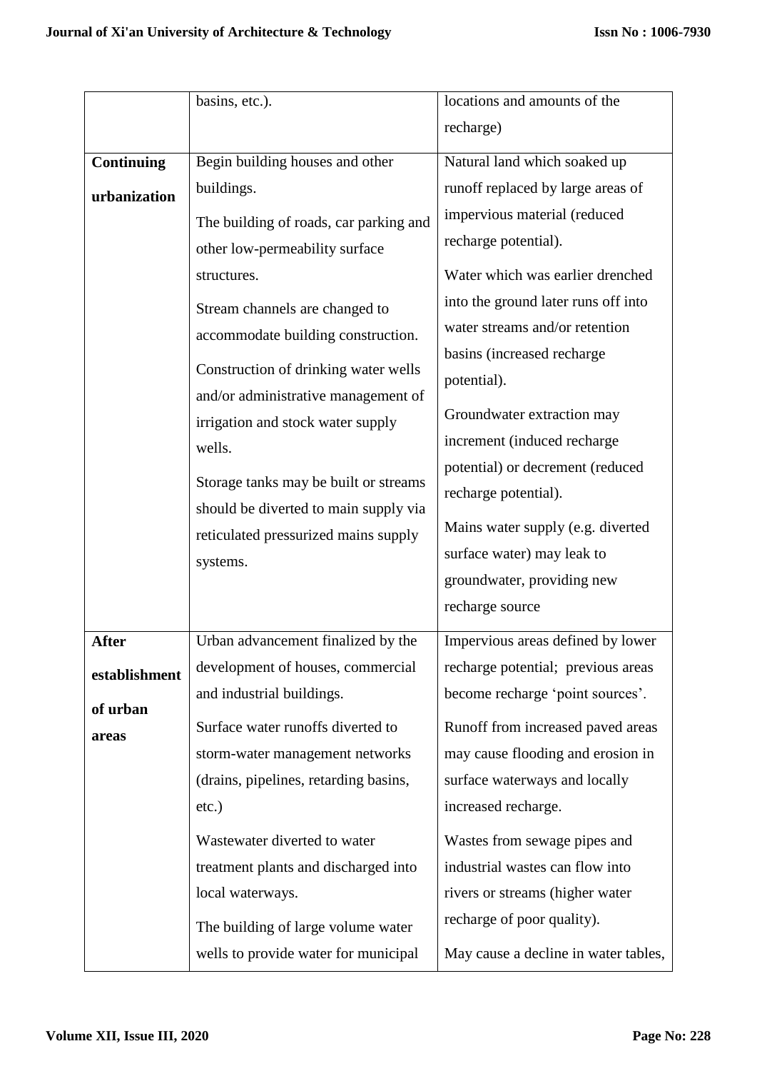| | | |
|---|---|---|
| | basins, etc.). | locations and amounts of the recharge) |
| **Continuing urbanization** | Begin building houses and other buildings.<br><br>The building of roads, car parking and other low-permeability surface structures.<br><br>Stream channels are changed to accommodate building construction.<br><br>Construction of drinking water wells and/or administrative management of irrigation and stock water supply wells.<br><br>Storage tanks may be built or streams should be diverted to main supply via reticulated pressurized mains supply systems. | Natural land which soaked up runoff replaced by large areas of impervious material (reduced recharge potential).<br><br>Water which was earlier drenched into the ground later runs off into water streams and/or retention basins (increased recharge potential).<br><br>Groundwater extraction may increment (induced recharge potential) or decrement (reduced recharge potential).<br><br>Mains water supply (e.g. diverted surface water) may leak to groundwater, providing new recharge source |
| **After establishment of urban areas** | Urban advancement finalized by the development of houses, commercial and industrial buildings.<br><br>Surface water runoffs diverted to storm-water management networks (drains, pipelines, retarding basins, etc.)<br><br>Wastewater diverted to water treatment plants and discharged into local waterways.<br><br>The building of large volume water wells to provide water for municipal | Impervious areas defined by lower recharge potential; previous areas become recharge 'point sources'.<br><br>Runoff from increased paved areas may cause flooding and erosion in surface waterways and locally increased recharge.<br><br>Wastes from sewage pipes and industrial wastes can flow into rivers or streams (higher water recharge of poor quality).<br><br>May cause a decline in water tables, |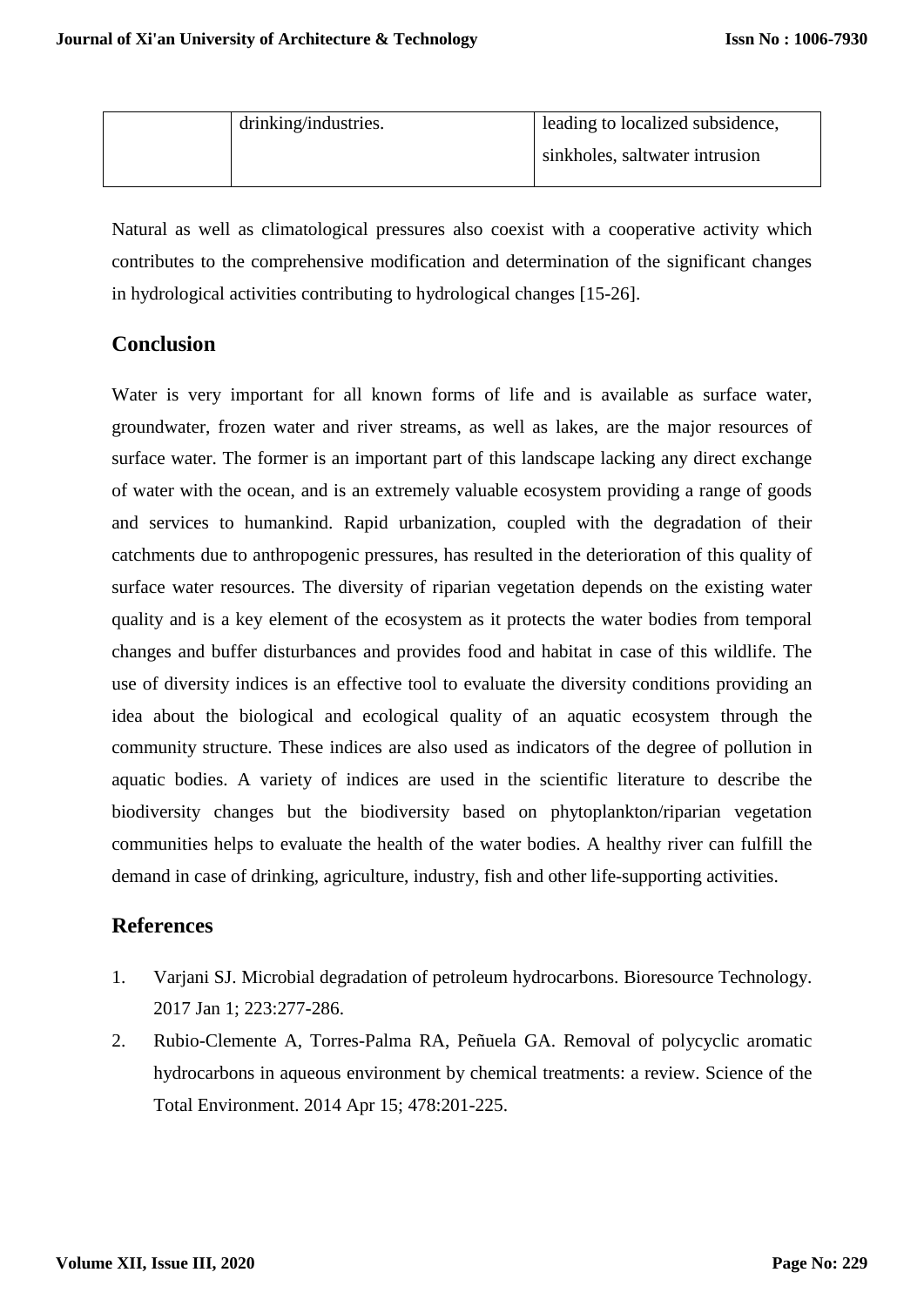|  | drinking/industries. | leading to localized subsidence, sinkholes, saltwater intrusion |
|---|---|---|

Natural as well as climatological pressures also coexist with a cooperative activity which contributes to the comprehensive modification and determination of the significant changes in hydrological activities contributing to hydrological changes [15-26].

## Conclusion

Water is very important for all known forms of life and is available as surface water, groundwater, frozen water and river streams, as well as lakes, are the major resources of surface water. The former is an important part of this landscape lacking any direct exchange of water with the ocean, and is an extremely valuable ecosystem providing a range of goods and services to humankind. Rapid urbanization, coupled with the degradation of their catchments due to anthropogenic pressures, has resulted in the deterioration of this quality of surface water resources. The diversity of riparian vegetation depends on the existing water quality and is a key element of the ecosystem as it protects the water bodies from temporal changes and buffer disturbances and provides food and habitat in case of this wildlife. The use of diversity indices is an effective tool to evaluate the diversity conditions providing an idea about the biological and ecological quality of an aquatic ecosystem through the community structure. These indices are also used as indicators of the degree of pollution in aquatic bodies. A variety of indices are used in the scientific literature to describe the biodiversity changes but the biodiversity based on phytoplankton/riparian vegetation communities helps to evaluate the health of the water bodies. A healthy river can fulfill the demand in case of drinking, agriculture, industry, fish and other life-supporting activities.

## References

1. Varjani SJ. Microbial degradation of petroleum hydrocarbons. Bioresource Technology. 2017 Jan 1; 223:277-286.
2. Rubio-Clemente A, Torres-Palma RA, Peñuela GA. Removal of polycyclic aromatic hydrocarbons in aqueous environment by chemical treatments: a review. Science of the Total Environment. 2014 Apr 15; 478:201-225.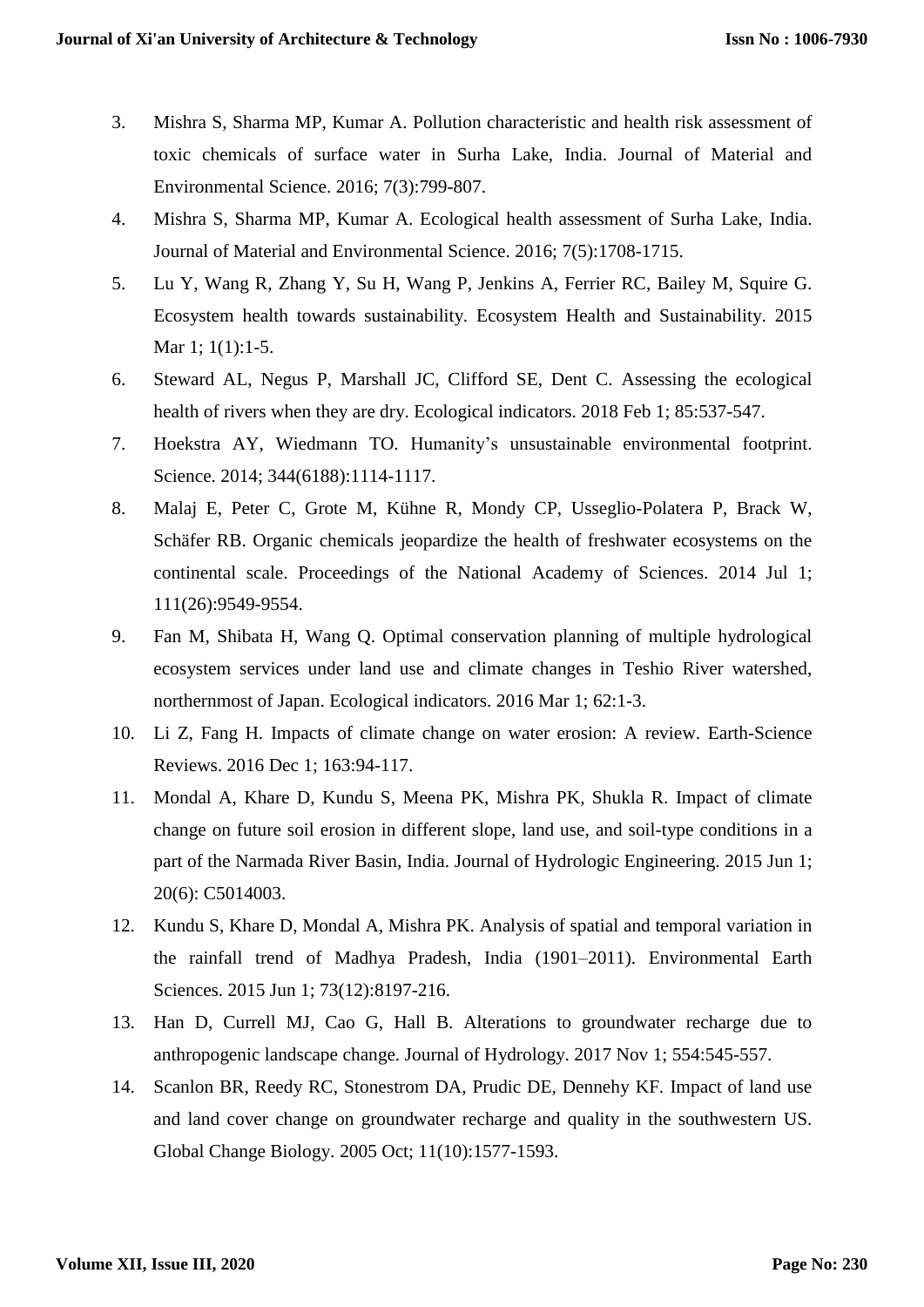3. Mishra S, Sharma MP, Kumar A. Pollution characteristic and health risk assessment of toxic chemicals of surface water in Surha Lake, India. Journal of Material and Environmental Science. 2016; 7(3):799-807.
4. Mishra S, Sharma MP, Kumar A. Ecological health assessment of Surha Lake, India. Journal of Material and Environmental Science. 2016; 7(5):1708-1715.
5. Lu Y, Wang R, Zhang Y, Su H, Wang P, Jenkins A, Ferrier RC, Bailey M, Squire G. Ecosystem health towards sustainability. Ecosystem Health and Sustainability. 2015 Mar 1; 1(1):1-5.
6. Steward AL, Negus P, Marshall JC, Clifford SE, Dent C. Assessing the ecological health of rivers when they are dry. Ecological indicators. 2018 Feb 1; 85:537-547.
7. Hoekstra AY, Wiedmann TO. Humanity's unsustainable environmental footprint. Science. 2014; 344(6188):1114-1117.
8. Malaj E, Peter C, Grote M, Kühne R, Mondy CP, Usseglio-Polatera P, Brack W, Schäfer RB. Organic chemicals jeopardize the health of freshwater ecosystems on the continental scale. Proceedings of the National Academy of Sciences. 2014 Jul 1; 111(26):9549-9554.
9. Fan M, Shibata H, Wang Q. Optimal conservation planning of multiple hydrological ecosystem services under land use and climate changes in Teshio River watershed, northernmost of Japan. Ecological indicators. 2016 Mar 1; 62:1-3.
10. Li Z, Fang H. Impacts of climate change on water erosion: A review. Earth-Science Reviews. 2016 Dec 1; 163:94-117.
11. Mondal A, Khare D, Kundu S, Meena PK, Mishra PK, Shukla R. Impact of climate change on future soil erosion in different slope, land use, and soil-type conditions in a part of the Narmada River Basin, India. Journal of Hydrologic Engineering. 2015 Jun 1; 20(6): C5014003.
12. Kundu S, Khare D, Mondal A, Mishra PK. Analysis of spatial and temporal variation in the rainfall trend of Madhya Pradesh, India (1901–2011). Environmental Earth Sciences. 2015 Jun 1; 73(12):8197-216.
13. Han D, Currell MJ, Cao G, Hall B. Alterations to groundwater recharge due to anthropogenic landscape change. Journal of Hydrology. 2017 Nov 1; 554:545-557.
14. Scanlon BR, Reedy RC, Stonestrom DA, Prudic DE, Dennehy KF. Impact of land use and land cover change on groundwater recharge and quality in the southwestern US. Global Change Biology. 2005 Oct; 11(10):1577-1593.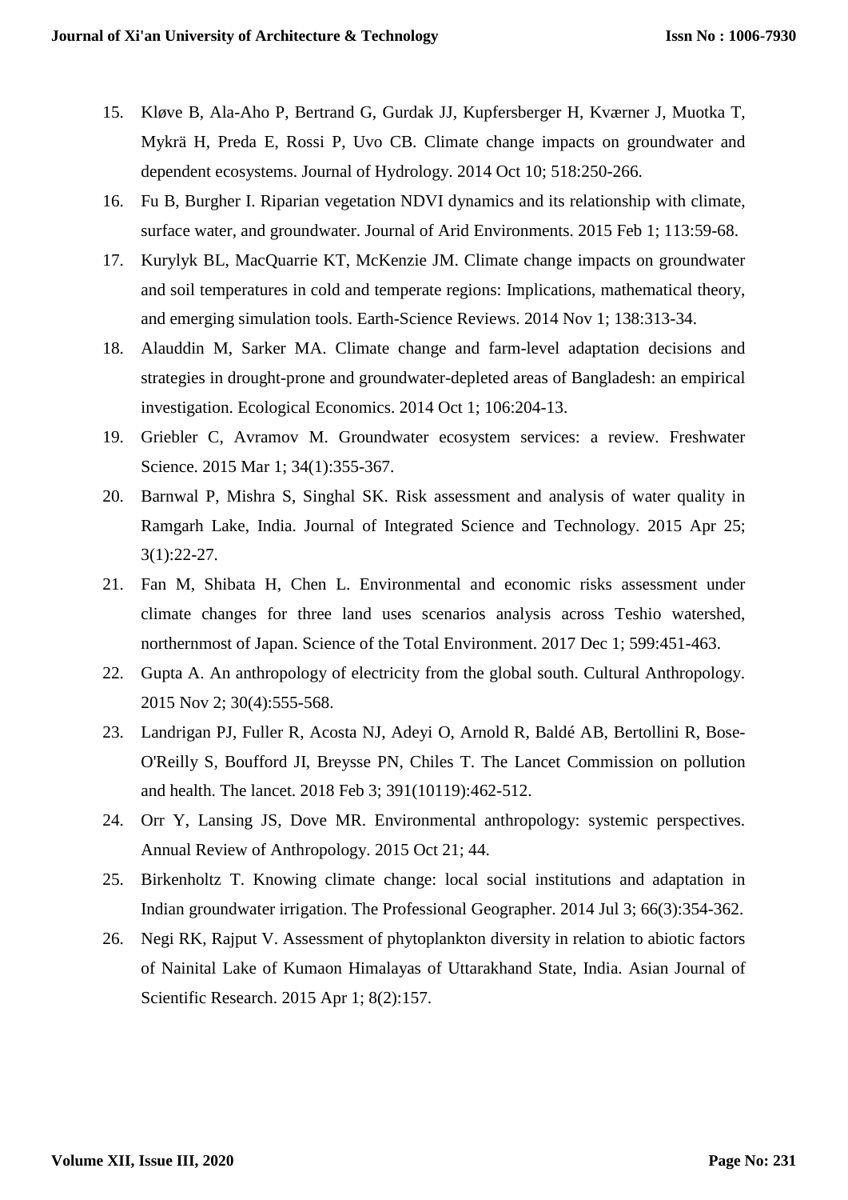15. Kløve B, Ala-Aho P, Bertrand G, Gurdak JJ, Kupfersberger H, Kværner J, Muotka T, Mykrä H, Preda E, Rossi P, Uvo CB. Climate change impacts on groundwater and dependent ecosystems. Journal of Hydrology. 2014 Oct 10; 518:250-266.
16. Fu B, Burgher I. Riparian vegetation NDVI dynamics and its relationship with climate, surface water, and groundwater. Journal of Arid Environments. 2015 Feb 1; 113:59-68.
17. Kurylyk BL, MacQuarrie KT, McKenzie JM. Climate change impacts on groundwater and soil temperatures in cold and temperate regions: Implications, mathematical theory, and emerging simulation tools. Earth-Science Reviews. 2014 Nov 1; 138:313-34.
18. Alauddin M, Sarker MA. Climate change and farm-level adaptation decisions and strategies in drought-prone and groundwater-depleted areas of Bangladesh: an empirical investigation. Ecological Economics. 2014 Oct 1; 106:204-13.
19. Griebler C, Avramov M. Groundwater ecosystem services: a review. Freshwater Science. 2015 Mar 1; 34(1):355-367.
20. Barnwal P, Mishra S, Singhal SK. Risk assessment and analysis of water quality in Ramgarh Lake, India. Journal of Integrated Science and Technology. 2015 Apr 25; 3(1):22-27.
21. Fan M, Shibata H, Chen L. Environmental and economic risks assessment under climate changes for three land uses scenarios analysis across Teshio watershed, northernmost of Japan. Science of the Total Environment. 2017 Dec 1; 599:451-463.
22. Gupta A. An anthropology of electricity from the global south. Cultural Anthropology. 2015 Nov 2; 30(4):555-568.
23. Landrigan PJ, Fuller R, Acosta NJ, Adeyi O, Arnold R, Baldé AB, Bertollini R, Bose-O'Reilly S, Boufford JI, Breysse PN, Chiles T. The Lancet Commission on pollution and health. The lancet. 2018 Feb 3; 391(10119):462-512.
24. Orr Y, Lansing JS, Dove MR. Environmental anthropology: systemic perspectives. Annual Review of Anthropology. 2015 Oct 21; 44.
25. Birkenholtz T. Knowing climate change: local social institutions and adaptation in Indian groundwater irrigation. The Professional Geographer. 2014 Jul 3; 66(3):354-362.
26. Negi RK, Rajput V. Assessment of phytoplankton diversity in relation to abiotic factors of Nainital Lake of Kumaon Himalayas of Uttarakhand State, India. Asian Journal of Scientific Research. 2015 Apr 1; 8(2):157.